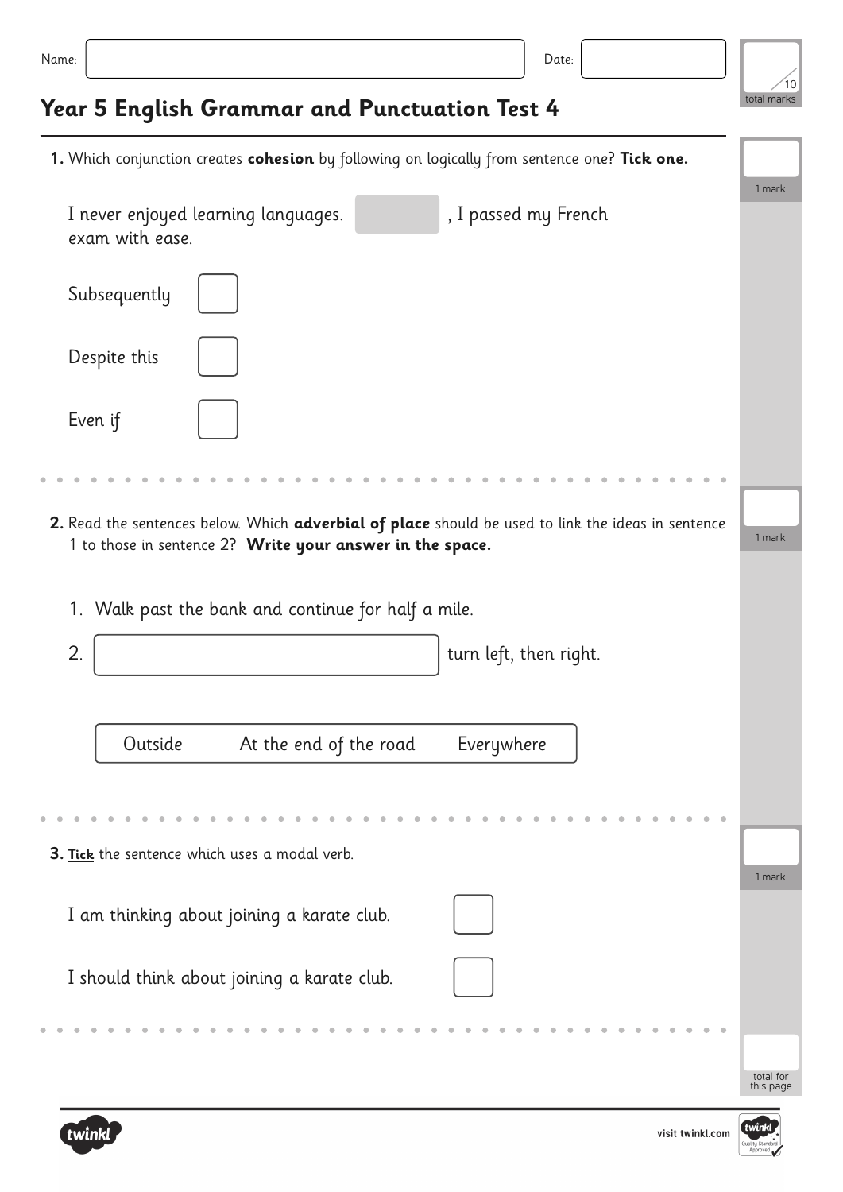Name: Date:

/10 total marks

# Year 5 English Grammar and Punctuation Test 4

**1.** Which conjunction creates **cohesion** by following on logically from sentence one? **Tick one.**

I never enjoyed learning languages. ________, I passed my French exam with ease.

Subsequently ☐

Despite this ☐

Even if ☐

1 mark

**2.** Read the sentences below. Which **adverbial of place** should be used to link the ideas in sentence 1 to those in sentence 2? **Write your answer in the space.**

1. Walk past the bank and continue for half a mile.
2. ________________ turn left, then right.

Outside     At the end of the road     Everywhere

1 mark

**3.** **Tick** the sentence which uses a modal verb.

I am thinking about joining a karate club. ☐

I should think about joining a karate club. ☐

1 mark

total for this page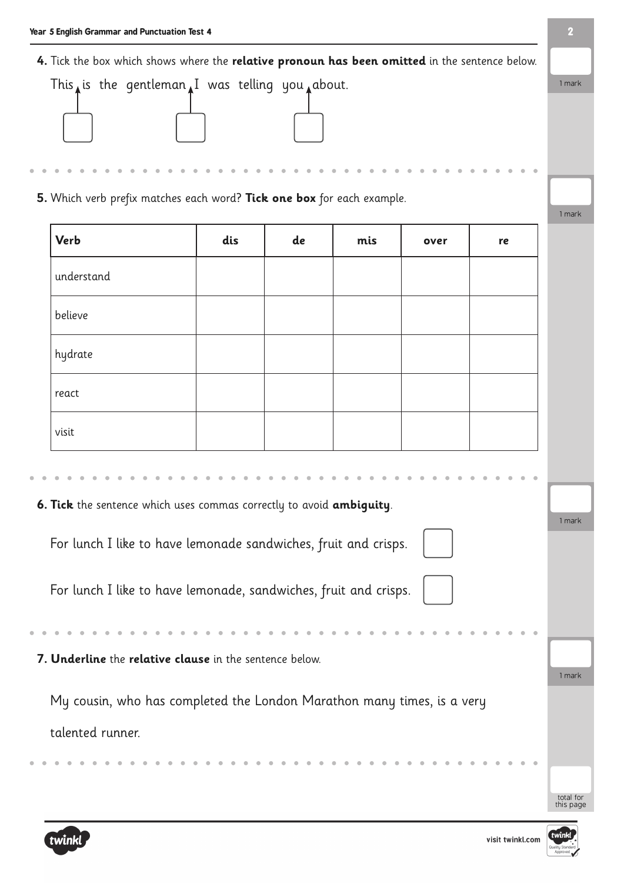**4.** Tick the box which shows where the **relative pronoun has been omitted** in the sentence below.

This ☐ is the gentleman ☐ I was telling you ☐ about.

1 mark

**5.** Which verb prefix matches each word? **Tick one box** for each example.

| Verb | dis | de | mis | over | re |
|---|---|---|---|---|---|
| understand | | | | | |
| believe | | | | | |
| hydrate | | | | | |
| react | | | | | |
| visit | | | | | |

1 mark

**6. Tick** the sentence which uses commas correctly to avoid **ambiguity**.

For lunch I like to have lemonade sandwiches, fruit and crisps. ☐

For lunch I like to have lemonade, sandwiches, fruit and crisps. ☐

1 mark

**7. Underline** the **relative clause** in the sentence below.

My cousin, who has completed the London Marathon many times, is a very talented runner.

1 mark

total for this page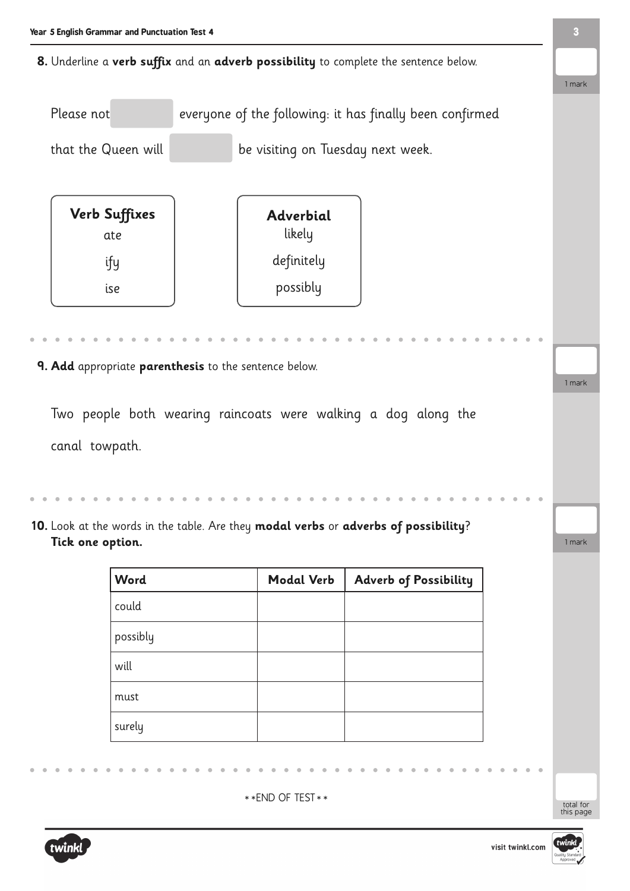**8.** Underline a **verb suffix** and an **adverb possibility** to complete the sentence below.

1 mark

Please not\_\_\_\_\_\_ everyone of the following: it has finally been confirmed that the Queen will \_\_\_\_\_\_ be visiting on Tuesday next week.

| Verb Suffixes |
|---|
| ate |
| ify |
| ise |

| Adverbial |
|---|
| likely |
| definitely |
| possibly |

**9. Add** appropriate **parenthesis** to the sentence below.

1 mark

Two people both wearing raincoats were walking a dog along the canal towpath.

**10.** Look at the words in the table. Are they **modal verbs** or **adverbs of possibility**? **Tick one option.**

1 mark

| Word | Modal Verb | Adverb of Possibility |
|---|---|---|
| could | | |
| possibly | | |
| will | | |
| must | | |
| surely | | |

**END OF TEST**

total for this page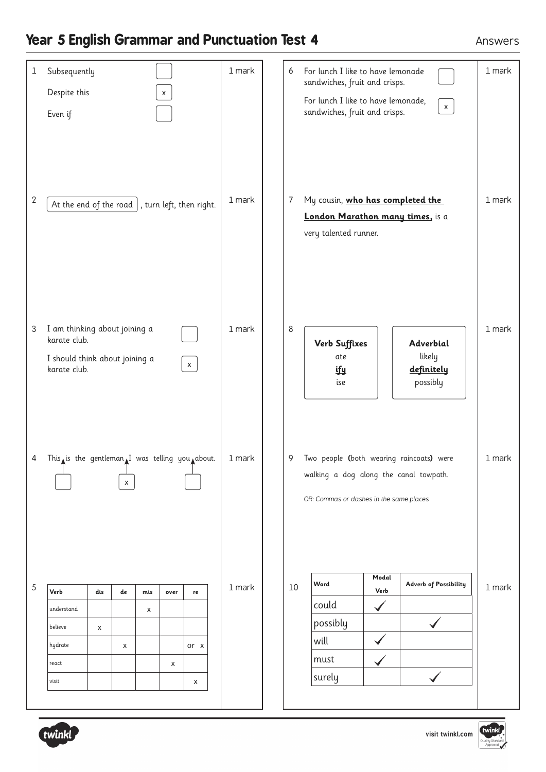# Year 5 English Grammar and Punctuation Test 4

Answers

**1** (1 mark)

| | |
|---|---|
| Subsequently | |
| Despite this | x |
| Even if | |

**2** (1 mark)

[At the end of the road], turn left, then right.

**3** (1 mark)

| | |
|---|---|
| I am thinking about joining a karate club. | |
| I should think about joining a karate club. | x |

**4** (1 mark)

This ↑ is the gentleman ↑ I was telling you ↑ about.

[ ] [x] [ ]

**5** (1 mark)

| Verb | dis | de | mis | over | re |
|---|---|---|---|---|---|
| understand | | | x | | |
| believe | x | | | | |
| hydrate | | x | | | or x |
| react | | | | x | |
| visit | | | | | x |

**6** (1 mark)

| | |
|---|---|
| For lunch I like to have lemonade sandwiches, fruit and crisps. | |
| For lunch I like to have lemonade, sandwiches, fruit and crisps. | x |

**7** (1 mark)

My cousin, **<u>who has completed the London Marathon many times,</u>** is a very talented runner.

**8** (1 mark)

| Verb Suffixes | Adverbial |
|---|---|
| ate | likely |
| **<u>ify</u>** | **<u>definitely</u>** |
| ise | possibly |

**9** (1 mark)

Two people **(**both wearing raincoats**)** were walking a dog along the canal towpath.

*OR: Commas or dashes in the same places*

**10** (1 mark)

| Word | Modal Verb | Adverb of Possibility |
|---|---|---|
| could | ✓ | |
| possibly | | ✓ |
| will | ✓ | |
| must | ✓ | |
| surely | | ✓ |